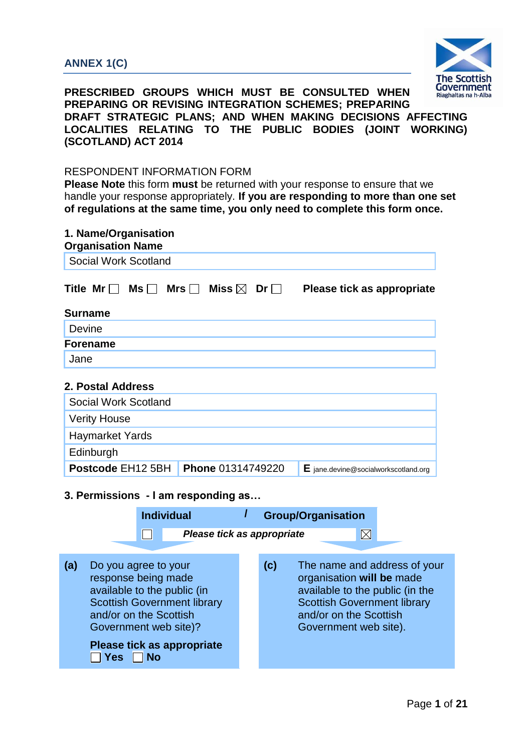**ANNEX 1(C)**

**PRESCRIBED GROUPS WHICH MUST BE CONSULTED WHEN PREPARING OR REVISING INTEGRATION SCHEMES; PREPARING DRAFT STRATEGIC PLANS; AND WHEN MAKING DECISIONS AFFECTING LOCALITIES RELATING TO THE PUBLIC BODIES (JOINT WORKING) (SCOTLAND) ACT 2014**

RESPONDENT INFORMATION FORM

**Please Note** this form **must** be returned with your response to ensure that we handle your response appropriately. **If you are responding to more than one set of regulations at the same time, you only need to complete this form once.**

**1. Name/Organisation**

**Organisation Name**

Social Work Scotland

**Title** Mr ☐ Ms ☐ Mrs ☐ Miss ☒ Dr ☐ **Please tick as appropriate**

**Surname**

Devine

**Forename**

Jane

**2. Postal Address**

| |
|---|
| Social Work Scotland |
| Verity House |
| Haymarket Yards |
| Edinburgh |

| **Postcode** EH12 5BH | **Phone** 01314749220 | **E** jane.devine@socialworkscotland.org |
|---|---|---|

**3. Permissions - I am responding as…**

| **Individual** | / | **Group/Organisation** |
|---|---|---|
| ☐ | ***Please tick as appropriate*** | ☒ |

**(a)** Do you agree to your response being made available to the public (in Scottish Government library and/or on the Scottish Government web site)?

**Please tick as appropriate**

☐ **Yes** ☐ **No**

**(c)** The name and address of your organisation **will be** made available to the public (in the Scottish Government library and/or on the Scottish Government web site).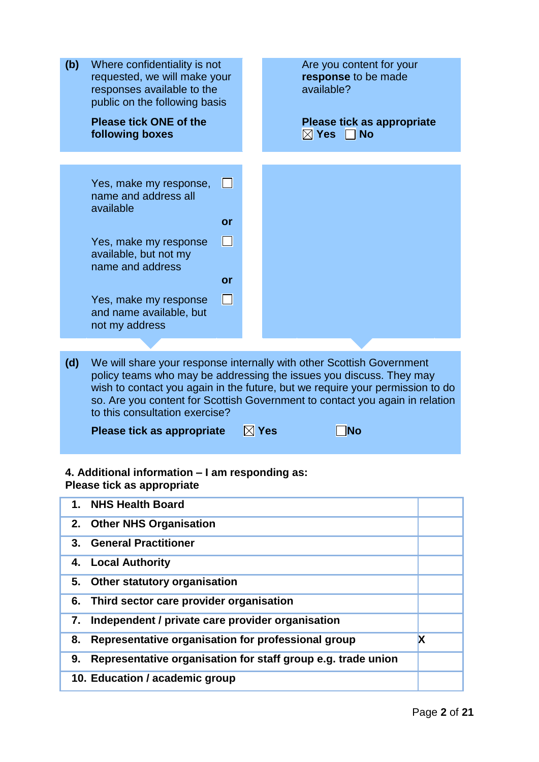**(b)** Where confidentiality is not requested, we will make your responses available to the public on the following basis

**Please tick ONE of the following boxes**

Yes, make my response, name and address all available ☐

**or**

Yes, make my response available, but not my name and address ☐

**or**

Yes, make my response and name available, but not my address ☐

Are you content for your **response** to be made available?

**Please tick as appropriate** ☒ **Yes** ☐ **No**

**(d)** We will share your response internally with other Scottish Government policy teams who may be addressing the issues you discuss. They may wish to contact you again in the future, but we require your permission to do so. Are you content for Scottish Government to contact you again in relation to this consultation exercise?

**Please tick as appropriate** ☒ **Yes** ☐ **No**

**4. Additional information – I am responding as:**
**Please tick as appropriate**

| | |
|---|---|
| **1. NHS Health Board** | |
| **2. Other NHS Organisation** | |
| **3. General Practitioner** | |
| **4. Local Authority** | |
| **5. Other statutory organisation** | |
| **6. Third sector care provider organisation** | |
| **7. Independent / private care provider organisation** | |
| **8. Representative organisation for professional group** | **X** |
| **9. Representative organisation for staff group e.g. trade union** | |
| **10. Education / academic group** | |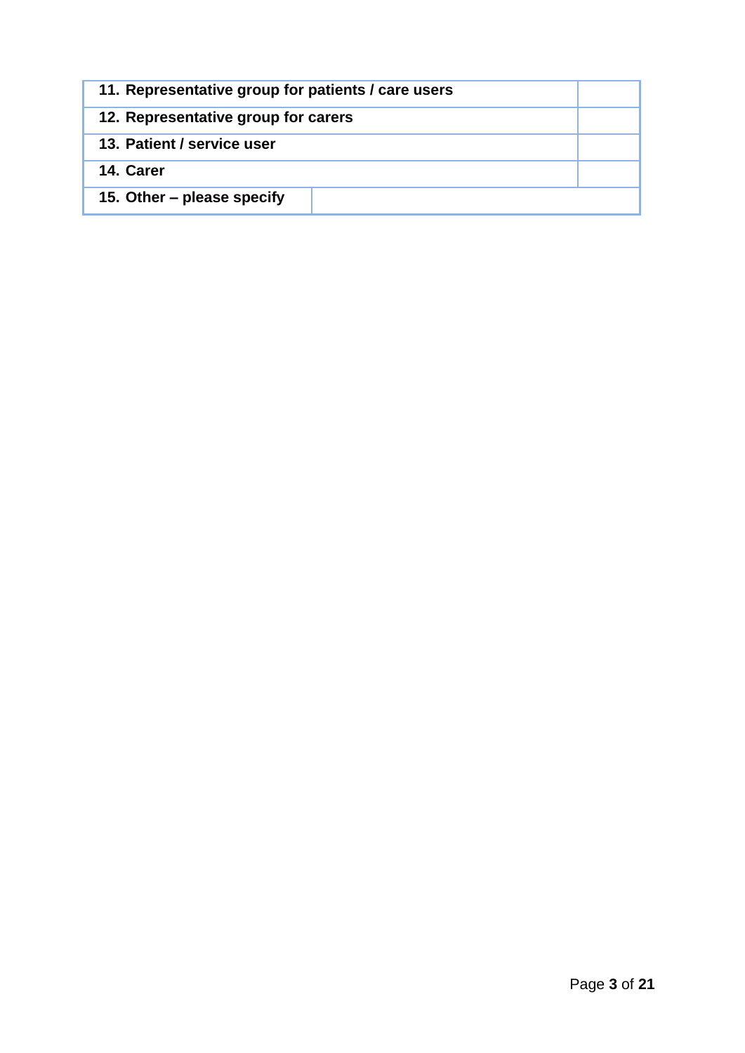| | |
|---|---|
| **11. Representative group for patients / care users** | |
| **12. Representative group for carers** | |
| **13. Patient / service user** | |
| **14. Carer** | |
| **15. Other – please specify** | |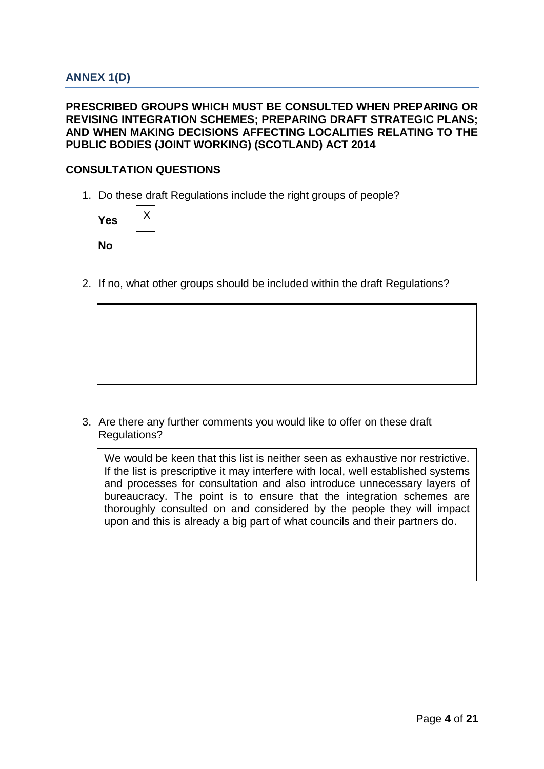## ANNEX 1(D)

**PRESCRIBED GROUPS WHICH MUST BE CONSULTED WHEN PREPARING OR REVISING INTEGRATION SCHEMES; PREPARING DRAFT STRATEGIC PLANS; AND WHEN MAKING DECISIONS AFFECTING LOCALITIES RELATING TO THE PUBLIC BODIES (JOINT WORKING) (SCOTLAND) ACT 2014**

**CONSULTATION QUESTIONS**

1. Do these draft Regulations include the right groups of people?

   **Yes** [X]

   **No** [ ]

2. If no, what other groups should be included within the draft Regulations?

3. Are there any further comments you would like to offer on these draft Regulations?

   We would be keen that this list is neither seen as exhaustive nor restrictive. If the list is prescriptive it may interfere with local, well established systems and processes for consultation and also introduce unnecessary layers of bureaucracy. The point is to ensure that the integration schemes are thoroughly consulted on and considered by the people they will impact upon and this is already a big part of what councils and their partners do.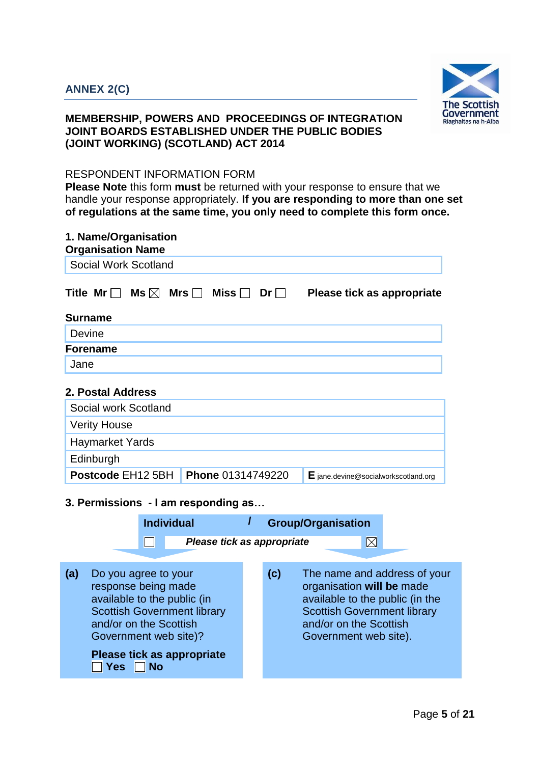## ANNEX 2(C)

### MEMBERSHIP, POWERS AND PROCEEDINGS OF INTEGRATION JOINT BOARDS ESTABLISHED UNDER THE PUBLIC BODIES (JOINT WORKING) (SCOTLAND) ACT 2014

RESPONDENT INFORMATION FORM

**Please Note** this form **must** be returned with your response to ensure that we handle your response appropriately. **If you are responding to more than one set of regulations at the same time, you only need to complete this form once.**

**1. Name/Organisation**

**Organisation Name**

Social Work Scotland

**Title** Mr ☐ Ms ☒ Mrs ☐ Miss ☐ Dr ☐ **Please tick as appropriate**

**Surname**

Devine

**Forename**

Jane

**2. Postal Address**

| Social work Scotland | | |
|---|---|---|
| Verity House | | |
| Haymarket Yards | | |
| Edinburgh | | |
| **Postcode** EH12 5BH | **Phone** 01314749220 | **E** jane.devine@socialworkscotland.org |

**3. Permissions - I am responding as…**

| Individual | / | Group/Organisation |
|---|---|---|
| ☐ | *Please tick as appropriate* | ☒ |

**(a)** Do you agree to your response being made available to the public (in Scottish Government library and/or on the Scottish Government web site)?

**Please tick as appropriate** ☐ **Yes** ☐ **No**

**(c)** The name and address of your organisation **will be** made available to the public (in the Scottish Government library and/or on the Scottish Government web site).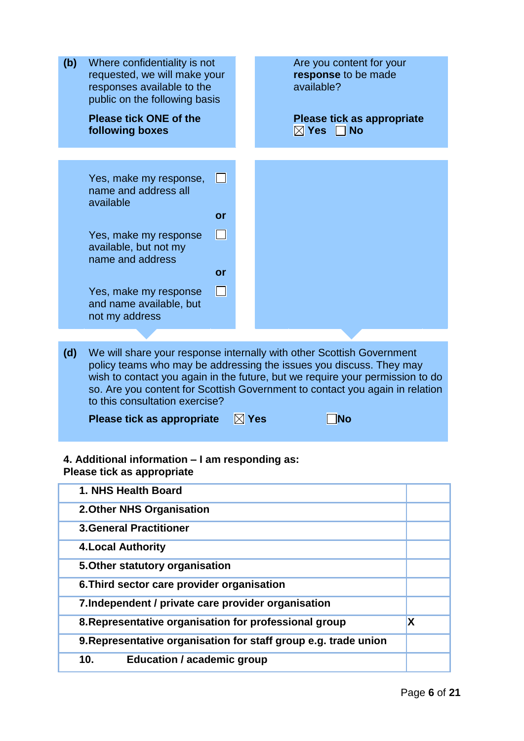**(b)** Where confidentiality is not requested, we will make your responses available to the public on the following basis

**Please tick ONE of the following boxes**

Are you content for your **response** to be made available?

**Please tick as appropriate**
☒ **Yes** ☐ **No**

Yes, make my response, name and address all available ☐

**or**

Yes, make my response available, but not my name and address ☐

**or**

Yes, make my response and name available, but not my address ☐

**(d)** We will share your response internally with other Scottish Government policy teams who may be addressing the issues you discuss. They may wish to contact you again in the future, but we require your permission to do so. Are you content for Scottish Government to contact you again in relation to this consultation exercise?

**Please tick as appropriate** ☒ **Yes** ☐ **No**

**4. Additional information – I am responding as:**
**Please tick as appropriate**

| | |
|---|---|
| **1. NHS Health Board** | |
| **2.Other NHS Organisation** | |
| **3.General Practitioner** | |
| **4.Local Authority** | |
| **5.Other statutory organisation** | |
| **6.Third sector care provider organisation** | |
| **7.Independent / private care provider organisation** | |
| **8.Representative organisation for professional group** | **X** |
| **9.Representative organisation for staff group e.g. trade union** | |
| **10. Education / academic group** | |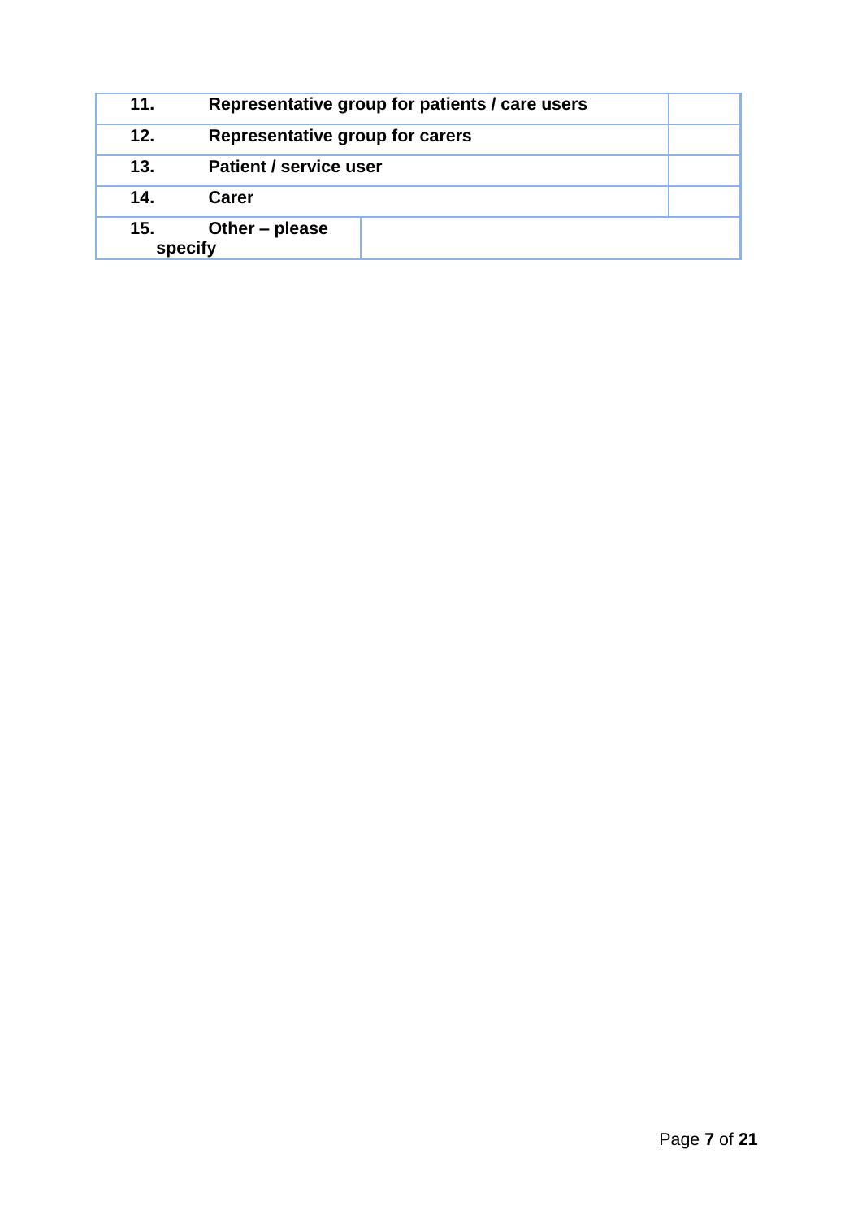| | | |
|---|---|---|
| **11.** | **Representative group for patients / care users** | |
| **12.** | **Representative group for carers** | |
| **13.** | **Patient / service user** | |
| **14.** | **Carer** | |
| **15.** | **Other – please specify** | |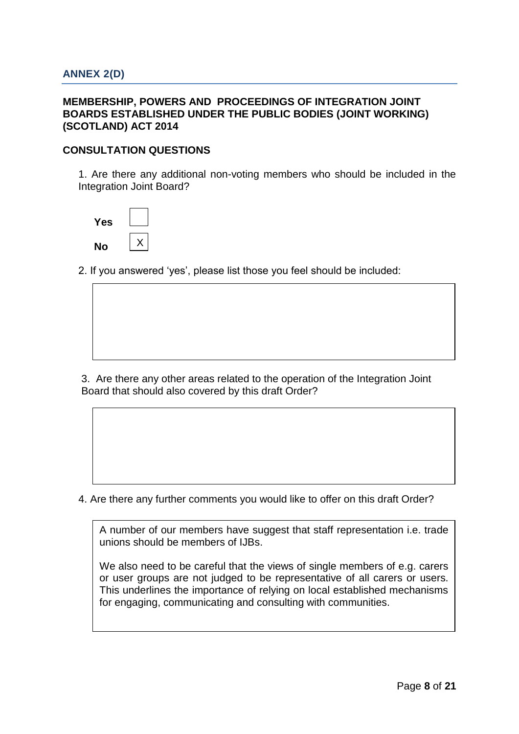## ANNEX 2(D)

### MEMBERSHIP, POWERS AND PROCEEDINGS OF INTEGRATION JOINT BOARDS ESTABLISHED UNDER THE PUBLIC BODIES (JOINT WORKING) (SCOTLAND) ACT 2014

### CONSULTATION QUESTIONS

1. Are there any additional non-voting members who should be included in the Integration Joint Board?

**Yes** [ ]

**No** [X]

2. If you answered 'yes', please list those you feel should be included:

3. Are there any other areas related to the operation of the Integration Joint Board that should also covered by this draft Order?

4. Are there any further comments you would like to offer on this draft Order?

A number of our members have suggest that staff representation i.e. trade unions should be members of IJBs.

We also need to be careful that the views of single members of e.g. carers or user groups are not judged to be representative of all carers or users. This underlines the importance of relying on local established mechanisms for engaging, communicating and consulting with communities.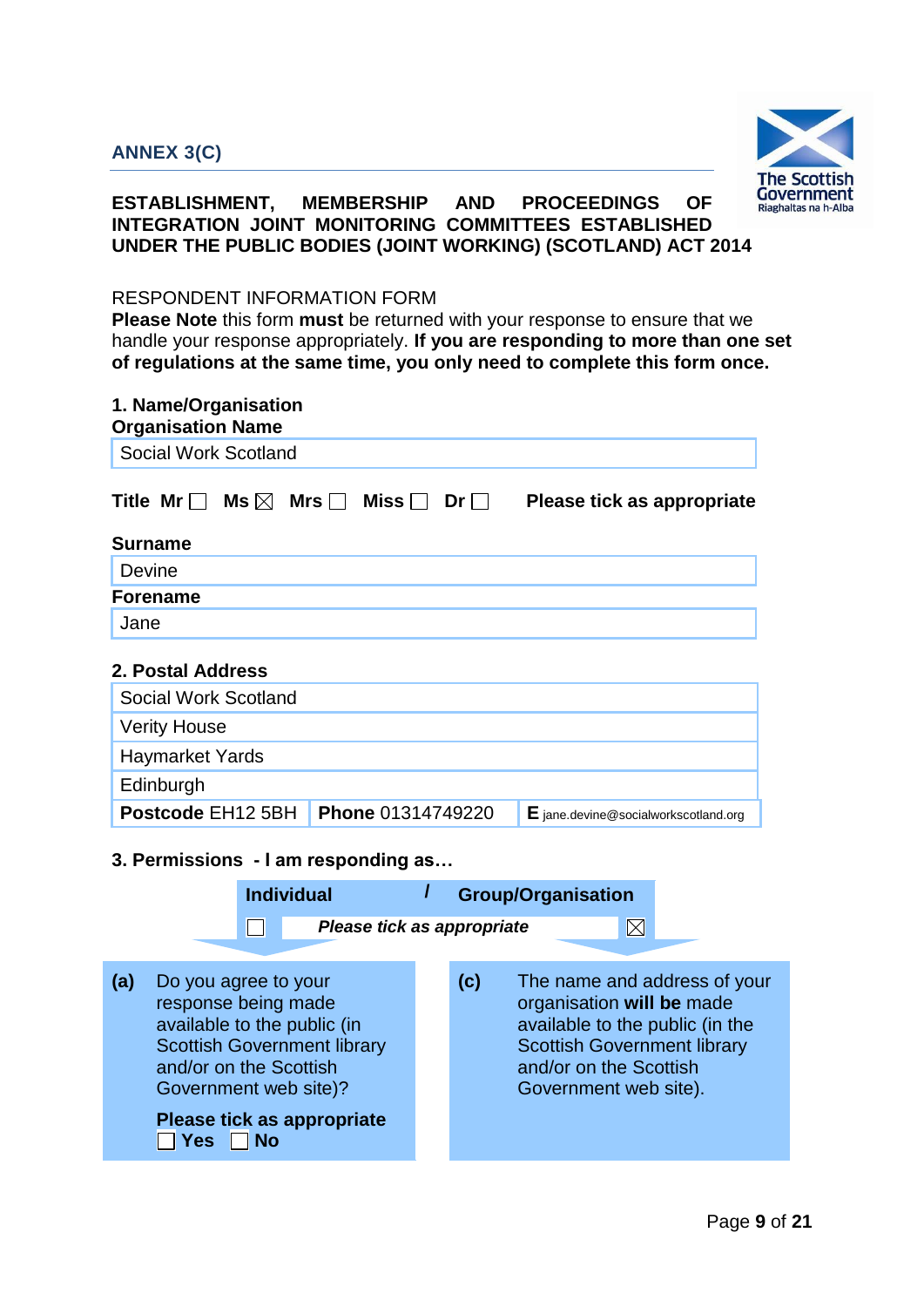**ANNEX 3(C)**

**ESTABLISHMENT, MEMBERSHIP AND PROCEEDINGS OF INTEGRATION JOINT MONITORING COMMITTEES ESTABLISHED UNDER THE PUBLIC BODIES (JOINT WORKING) (SCOTLAND) ACT 2014**

RESPONDENT INFORMATION FORM

**Please Note** this form **must** be returned with your response to ensure that we handle your response appropriately. **If you are responding to more than one set of regulations at the same time, you only need to complete this form once.**

**1. Name/Organisation**

**Organisation Name**

| Social Work Scotland |
|---|

**Title** Mr ☐ Ms ☒ Mrs ☐ Miss ☐ Dr ☐ **Please tick as appropriate**

**Surname**

| Devine |
|---|

**Forename**

| Jane |
|---|

**2. Postal Address**

| Social Work Scotland | | |
|---|---|---|
| Verity House | | |
| Haymarket Yards | | |
| Edinburgh | | |
| **Postcode** EH12 5BH | **Phone** 01314749220 | **E** jane.devine@socialworkscotland.org |

**3. Permissions - I am responding as…**

| **Individual** | **/** | **Group/Organisation** |
|---|---|---|
| ☐ | ***Please tick as appropriate*** | ☒ |

**(a)** Do you agree to your response being made available to the public (in Scottish Government library and/or on the Scottish Government web site)?

**Please tick as appropriate** ☐ **Yes** ☐ **No**

**(c)** The name and address of your organisation **will be** made available to the public (in the Scottish Government library and/or on the Scottish Government web site).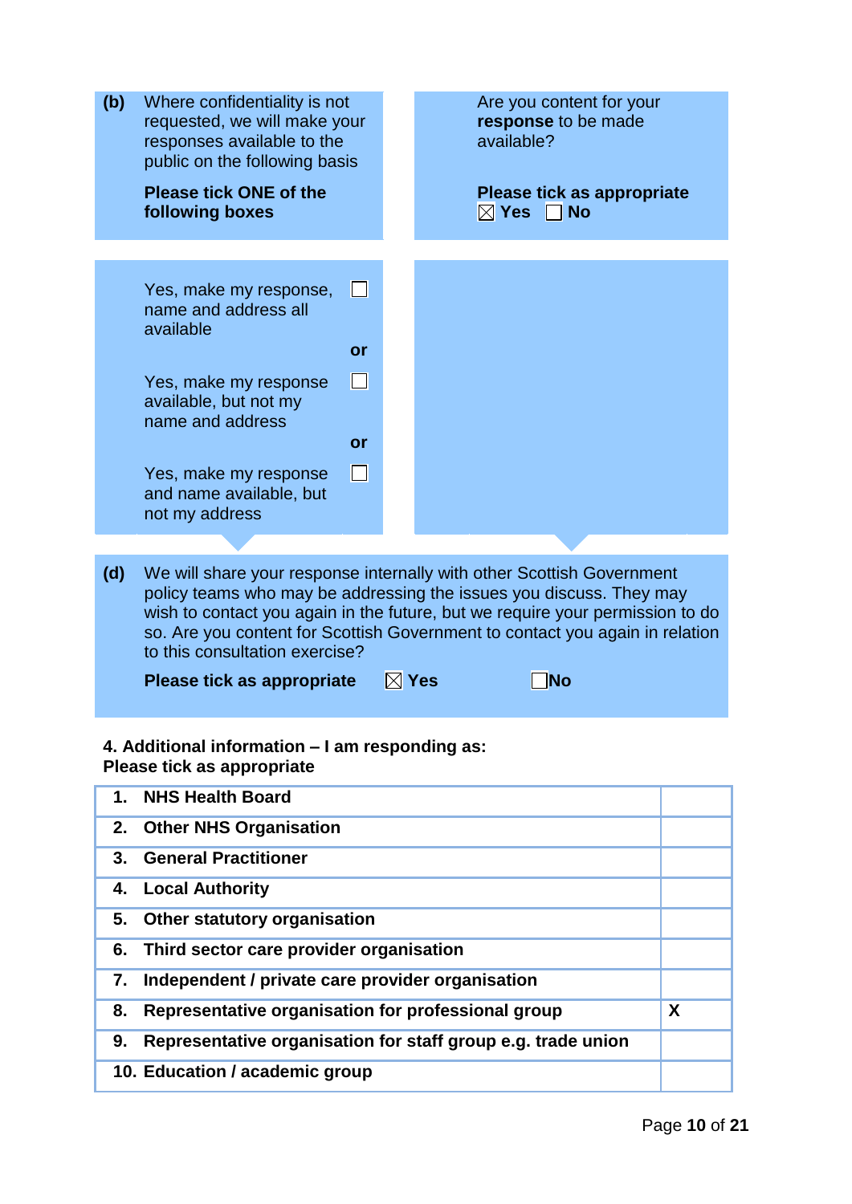**(b)** Where confidentiality is not requested, we will make your responses available to the public on the following basis

**Please tick ONE of the following boxes**

Yes, make my response, name and address all available ☐

**or**

Yes, make my response available, but not my name and address ☐

**or**

Yes, make my response and name available, but not my address ☐

Are you content for your **response** to be made available?

**Please tick as appropriate**
☒ **Yes** ☐ **No**

**(d)** We will share your response internally with other Scottish Government policy teams who may be addressing the issues you discuss. They may wish to contact you again in the future, but we require your permission to do so. Are you content for Scottish Government to contact you again in relation to this consultation exercise?

**Please tick as appropriate** ☒ **Yes** ☐ **No**

**4. Additional information – I am responding as:**
**Please tick as appropriate**

| | |
|---|---|
| **1. NHS Health Board** | |
| **2. Other NHS Organisation** | |
| **3. General Practitioner** | |
| **4. Local Authority** | |
| **5. Other statutory organisation** | |
| **6. Third sector care provider organisation** | |
| **7. Independent / private care provider organisation** | |
| **8. Representative organisation for professional group** | **X** |
| **9. Representative organisation for staff group e.g. trade union** | |
| **10. Education / academic group** | |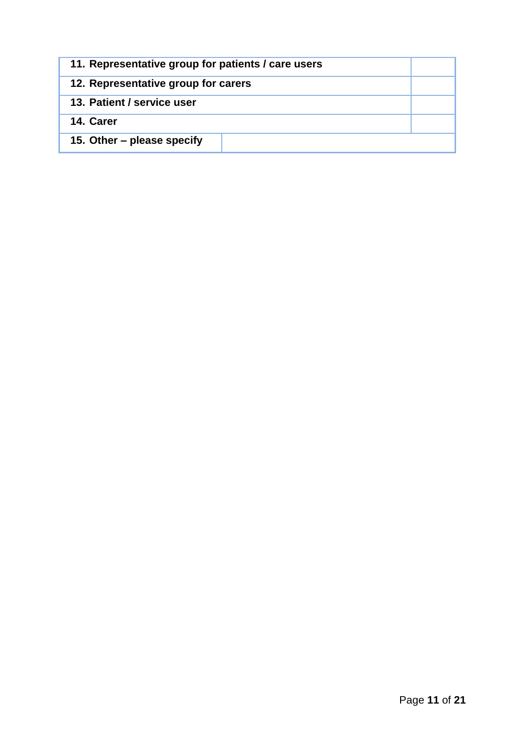| | |
|---|---|
| **11. Representative group for patients / care users** | |
| **12. Representative group for carers** | |
| **13. Patient / service user** | |
| **14. Carer** | |
| **15. Other – please specify** | |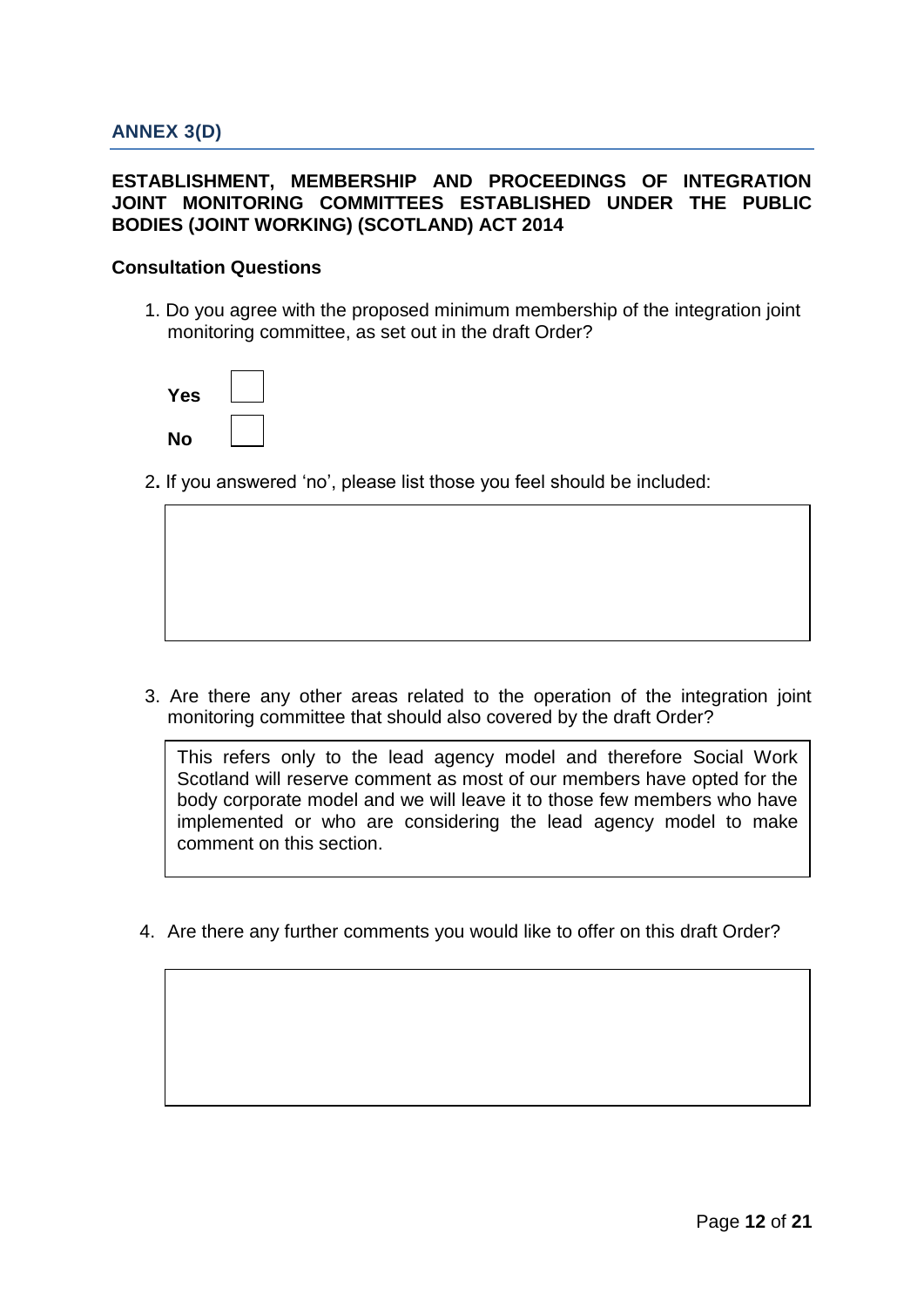## ANNEX 3(D)

### ESTABLISHMENT, MEMBERSHIP AND PROCEEDINGS OF INTEGRATION JOINT MONITORING COMMITTEES ESTABLISHED UNDER THE PUBLIC BODIES (JOINT WORKING) (SCOTLAND) ACT 2014

**Consultation Questions**

1. Do you agree with the proposed minimum membership of the integration joint monitoring committee, as set out in the draft Order?

   **Yes** ☐

   **No** ☐

2. If you answered 'no', please list those you feel should be included:

3. Are there any other areas related to the operation of the integration joint monitoring committee that should also covered by the draft Order?

   This refers only to the lead agency model and therefore Social Work Scotland will reserve comment as most of our members have opted for the body corporate model and we will leave it to those few members who have implemented or who are considering the lead agency model to make comment on this section.

4. Are there any further comments you would like to offer on this draft Order?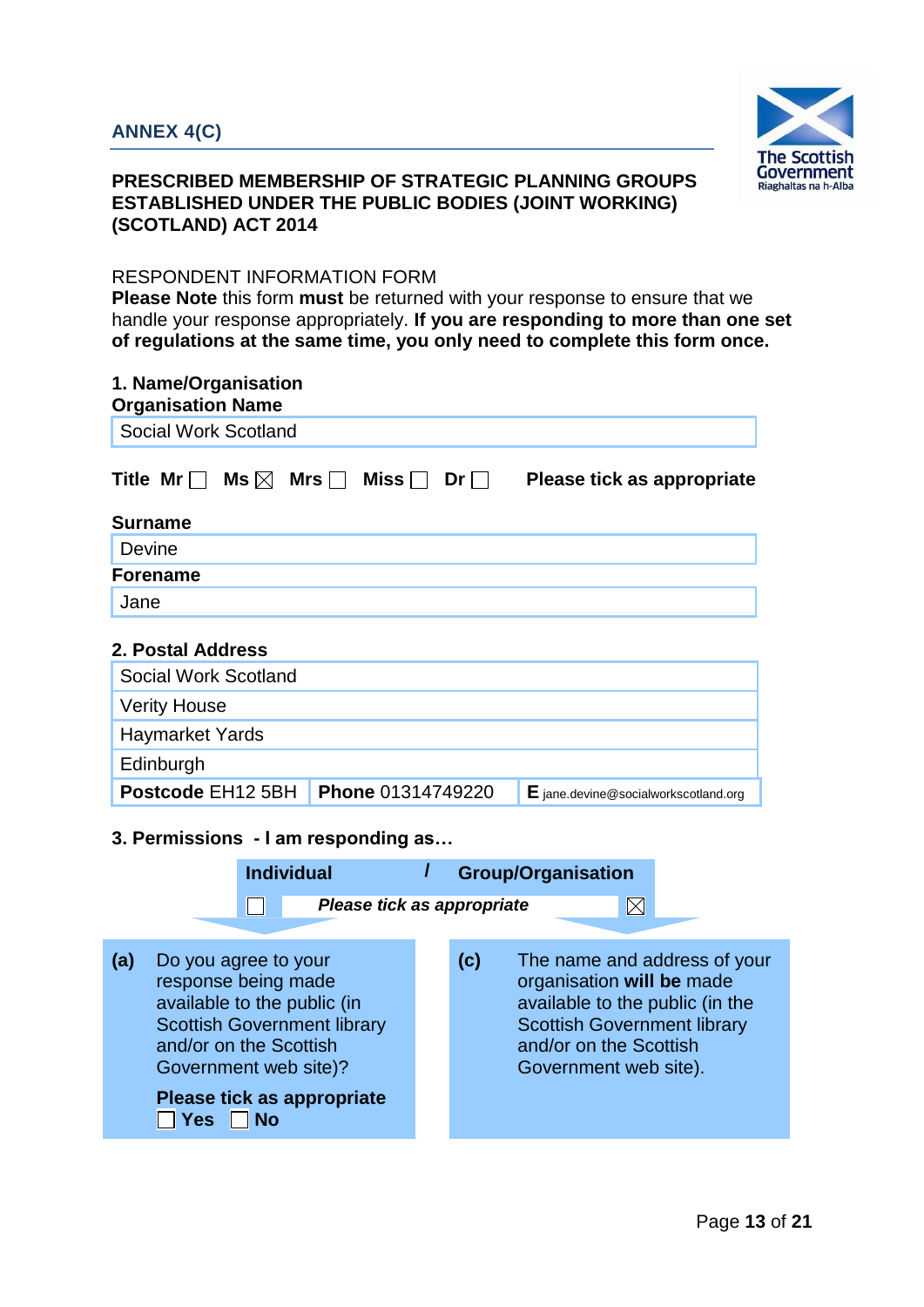**ANNEX 4(C)**

**PRESCRIBED MEMBERSHIP OF STRATEGIC PLANNING GROUPS ESTABLISHED UNDER THE PUBLIC BODIES (JOINT WORKING) (SCOTLAND) ACT 2014**

RESPONDENT INFORMATION FORM

**Please Note** this form **must** be returned with your response to ensure that we handle your response appropriately. **If you are responding to more than one set of regulations at the same time, you only need to complete this form once.**

**1. Name/Organisation**

**Organisation Name**

| Social Work Scotland |
|---|

**Title** Mr ☐ Ms ☒ Mrs ☐ Miss ☐ Dr ☐ **Please tick as appropriate**

**Surname**

| Devine |
|---|

**Forename**

| Jane |
|---|

**2. Postal Address**

| | | |
|---|---|---|
| Social Work Scotland | | |
| Verity House | | |
| Haymarket Yards | | |
| Edinburgh | | |
| **Postcode** EH12 5BH | **Phone** 01314749220 | **E** jane.devine@socialworkscotland.org |

**3. Permissions - I am responding as…**

| **Individual** | / | **Group/Organisation** |
|---|---|---|
| ☐ | *Please tick as appropriate* | ☒ |

**(a)** Do you agree to your response being made available to the public (in Scottish Government library and/or on the Scottish Government web site)?

**Please tick as appropriate**
☐ **Yes** ☐ **No**

**(c)** The name and address of your organisation **will be** made available to the public (in the Scottish Government library and/or on the Scottish Government web site).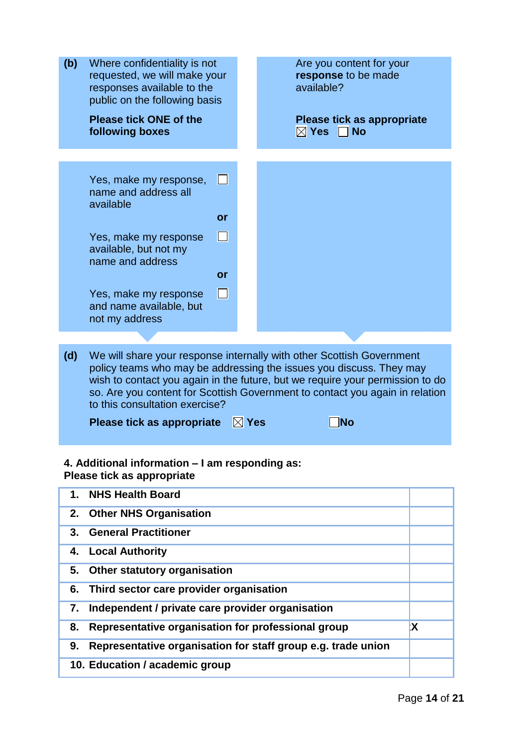**(b)** Where confidentiality is not requested, we will make your responses available to the public on the following basis

**Please tick ONE of the following boxes**

Yes, make my response, name and address all available ☐

**or**

Yes, make my response available, but not my name and address ☐

**or**

Yes, make my response and name available, but not my address ☐

Are you content for your **response** to be made available?

**Please tick as appropriate**
☒ **Yes** ☐ **No**

**(d)** We will share your response internally with other Scottish Government policy teams who may be addressing the issues you discuss. They may wish to contact you again in the future, but we require your permission to do so. Are you content for Scottish Government to contact you again in relation to this consultation exercise?

**Please tick as appropriate** ☒ **Yes** ☐ **No**

**4. Additional information – I am responding as:**
**Please tick as appropriate**

| | |
|---|---|
| **1. NHS Health Board** | |
| **2. Other NHS Organisation** | |
| **3. General Practitioner** | |
| **4. Local Authority** | |
| **5. Other statutory organisation** | |
| **6. Third sector care provider organisation** | |
| **7. Independent / private care provider organisation** | |
| **8. Representative organisation for professional group** | **X** |
| **9. Representative organisation for staff group e.g. trade union** | |
| **10. Education / academic group** | |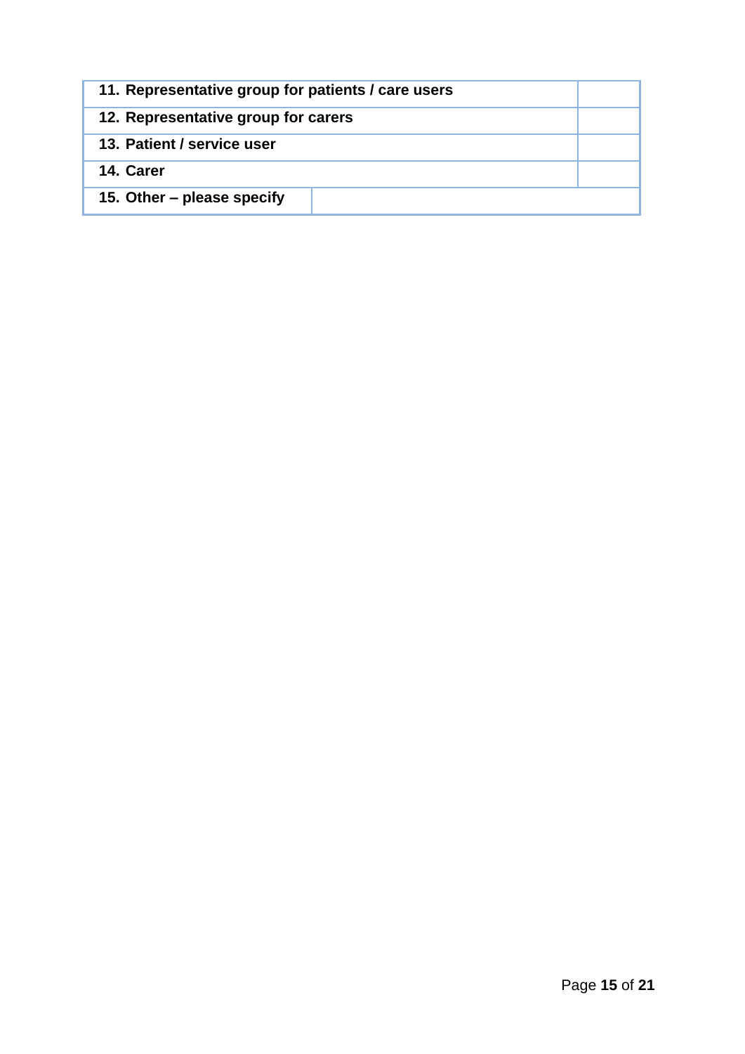| | |
|---|---|
| **11. Representative group for patients / care users** | |
| **12. Representative group for carers** | |
| **13. Patient / service user** | |
| **14. Carer** | |
| **15. Other – please specify** | |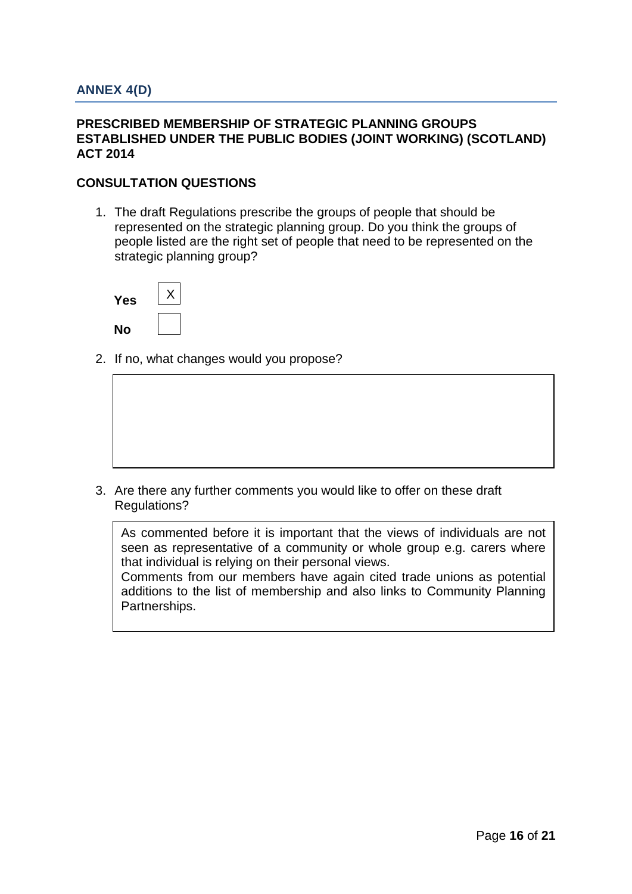## ANNEX 4(D)

### PRESCRIBED MEMBERSHIP OF STRATEGIC PLANNING GROUPS ESTABLISHED UNDER THE PUBLIC BODIES (JOINT WORKING) (SCOTLAND) ACT 2014

### CONSULTATION QUESTIONS

1. The draft Regulations prescribe the groups of people that should be represented on the strategic planning group. Do you think the groups of people listed are the right set of people that need to be represented on the strategic planning group?

| | |
|---|---|
| **Yes** | X |
| **No** | |

2. If no, what changes would you propose?

3. Are there any further comments you would like to offer on these draft Regulations?

As commented before it is important that the views of individuals are not seen as representative of a community or whole group e.g. carers where that individual is relying on their personal views.
Comments from our members have again cited trade unions as potential additions to the list of membership and also links to Community Planning Partnerships.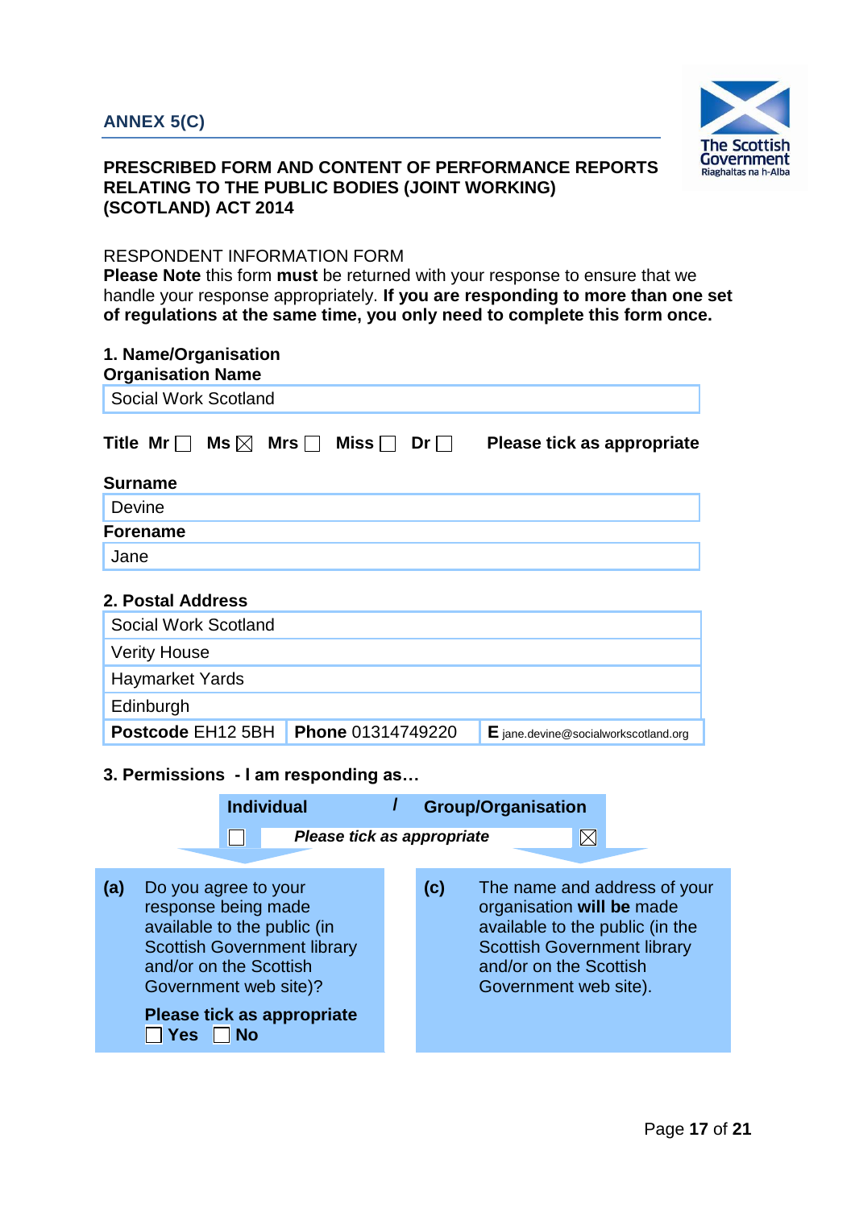**ANNEX 5(C)**

**PRESCRIBED FORM AND CONTENT OF PERFORMANCE REPORTS RELATING TO THE PUBLIC BODIES (JOINT WORKING) (SCOTLAND) ACT 2014**

RESPONDENT INFORMATION FORM

**Please Note** this form **must** be returned with your response to ensure that we handle your response appropriately. **If you are responding to more than one set of regulations at the same time, you only need to complete this form once.**

**1. Name/Organisation**

**Organisation Name**

Social Work Scotland

**Title** Mr ☐ Ms ☒ Mrs ☐ Miss ☐ Dr ☐ **Please tick as appropriate**

**Surname**

Devine

**Forename**

Jane

**2. Postal Address**

Social Work Scotland
Verity House
Haymarket Yards
Edinburgh

| **Postcode** EH12 5BH | **Phone** 01314749220 | **E** jane.devine@socialworkscotland.org |
|---|---|---|

**3. Permissions - I am responding as…**

| **Individual** | / | **Group/Organisation** |
|---|---|---|
| ☐ | *Please tick as appropriate* | ☒ |

**(a)** Do you agree to your response being made available to the public (in Scottish Government library and/or on the Scottish Government web site)?

**Please tick as appropriate**
☐ **Yes** ☐ **No**

**(c)** The name and address of your organisation **will be** made available to the public (in the Scottish Government library and/or on the Scottish Government web site).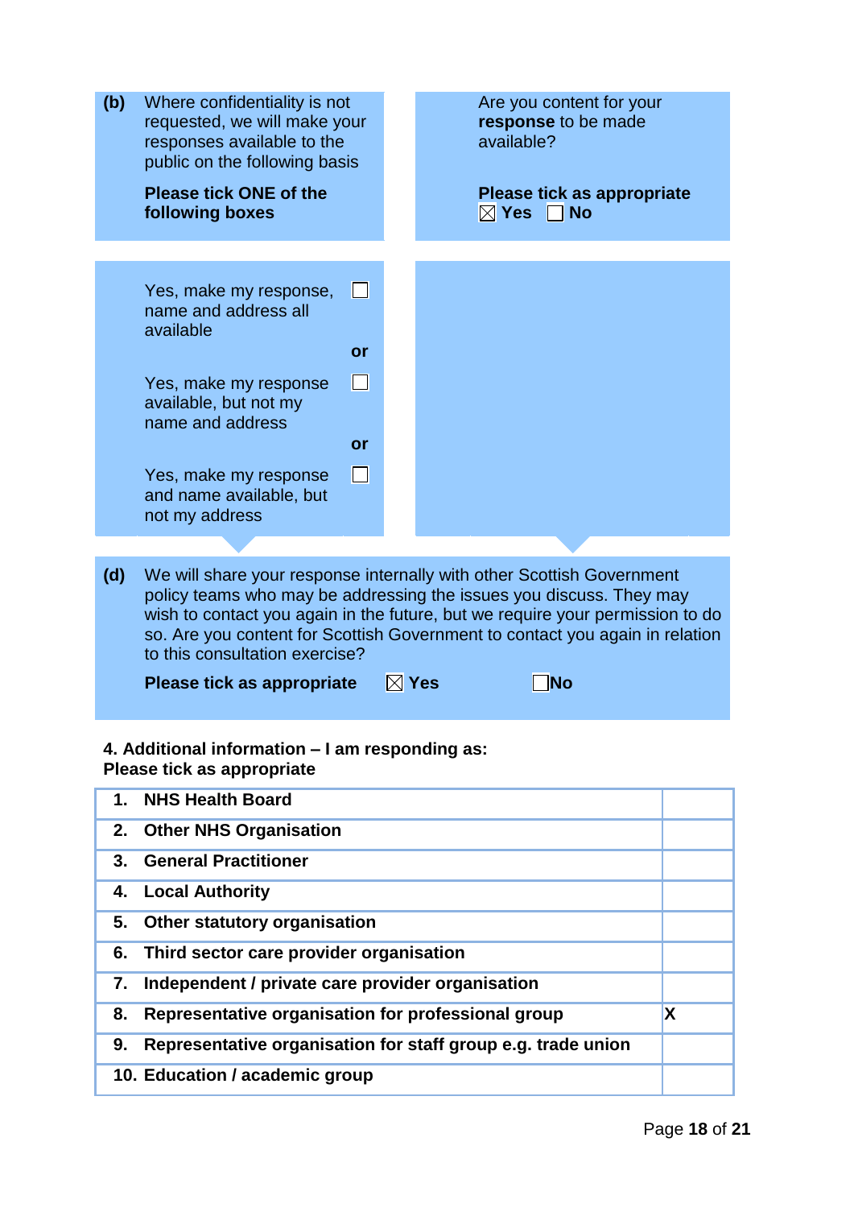**(b)** Where confidentiality is not requested, we will make your responses available to the public on the following basis

**Please tick ONE of the following boxes**

Yes, make my response, name and address all available ☐

**or**

Yes, make my response available, but not my name and address ☐

**or**

Yes, make my response and name available, but not my address ☐

Are you content for your **response** to be made available?

**Please tick as appropriate**
☒ **Yes** ☐ **No**

**(d)** We will share your response internally with other Scottish Government policy teams who may be addressing the issues you discuss. They may wish to contact you again in the future, but we require your permission to do so. Are you content for Scottish Government to contact you again in relation to this consultation exercise?

**Please tick as appropriate** ☒ **Yes** ☐ **No**

**4. Additional information – I am responding as:**
**Please tick as appropriate**

| | |
|---|---|
| **1. NHS Health Board** | |
| **2. Other NHS Organisation** | |
| **3. General Practitioner** | |
| **4. Local Authority** | |
| **5. Other statutory organisation** | |
| **6. Third sector care provider organisation** | |
| **7. Independent / private care provider organisation** | |
| **8. Representative organisation for professional group** | **X** |
| **9. Representative organisation for staff group e.g. trade union** | |
| **10. Education / academic group** | |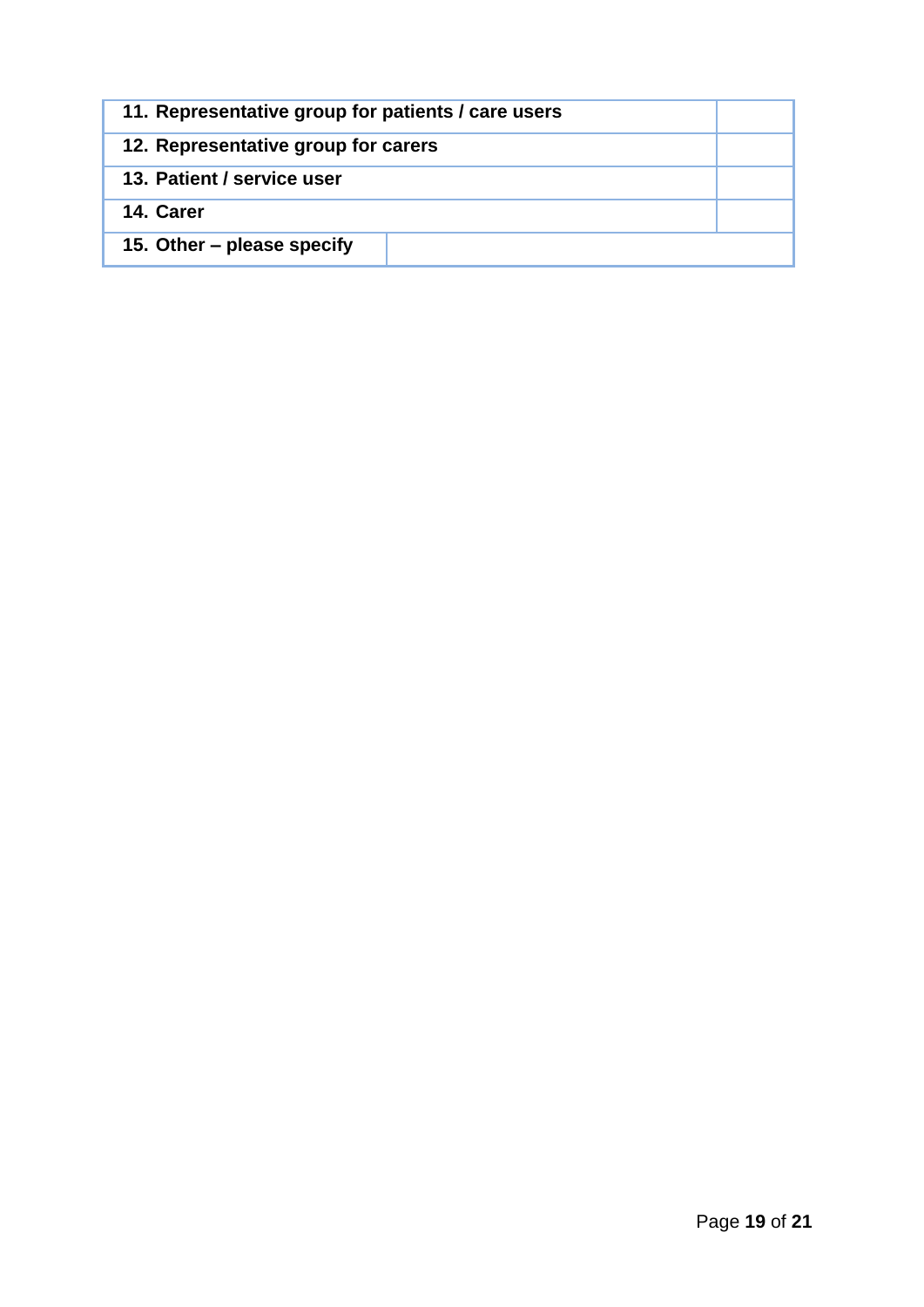| | |
|---|---|
| **11. Representative group for patients / care users** | |
| **12. Representative group for carers** | |
| **13. Patient / service user** | |
| **14. Carer** | |
| **15. Other – please specify** | |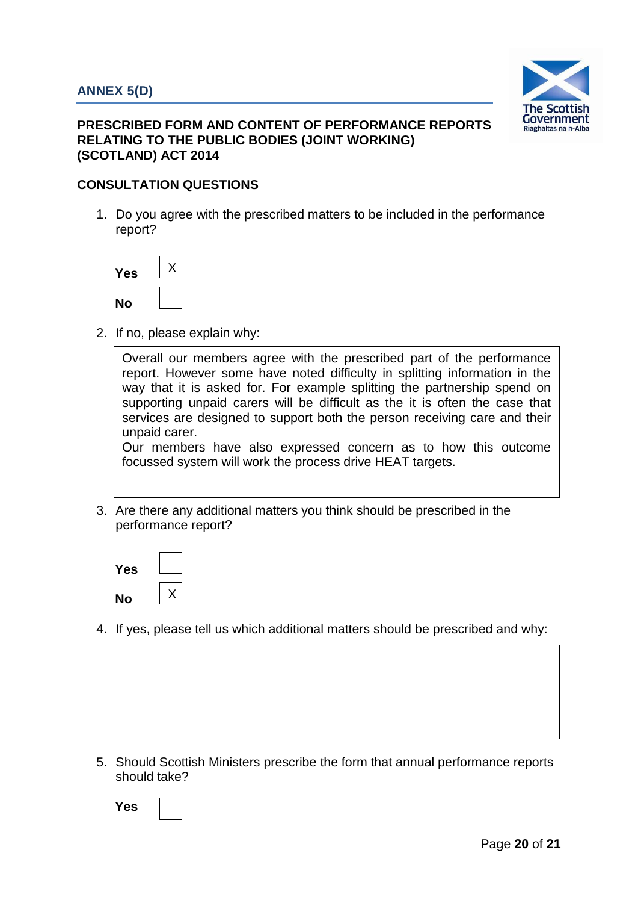## ANNEX 5(D)

### PRESCRIBED FORM AND CONTENT OF PERFORMANCE REPORTS RELATING TO THE PUBLIC BODIES (JOINT WORKING) (SCOTLAND) ACT 2014

### CONSULTATION QUESTIONS

1. Do you agree with the prescribed matters to be included in the performance report?

   **Yes** [X]

   **No** [ ]

2. If no, please explain why:

   > Overall our members agree with the prescribed part of the performance report. However some have noted difficulty in splitting information in the way that it is asked for. For example splitting the partnership spend on supporting unpaid carers will be difficult as the it is often the case that services are designed to support both the person receiving care and their unpaid carer.
   >
   > Our members have also expressed concern as to how this outcome focussed system will work the process drive HEAT targets.

3. Are there any additional matters you think should be prescribed in the performance report?

   **Yes** [ ]

   **No** [X]

4. If yes, please tell us which additional matters should be prescribed and why:

   > 

5. Should Scottish Ministers prescribe the form that annual performance reports should take?

   **Yes** [ ]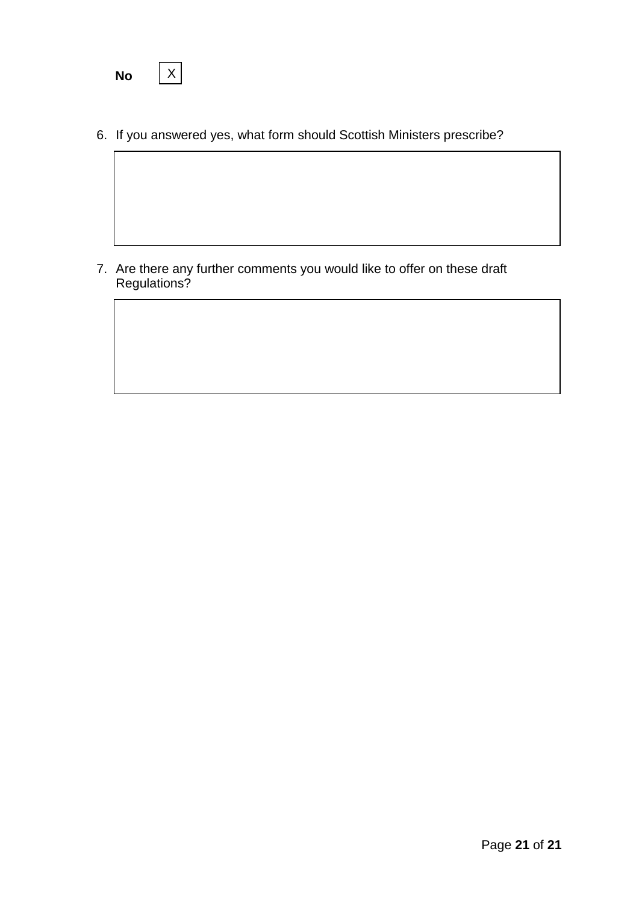**No** [X]

6. If you answered yes, what form should Scottish Ministers prescribe?

| |
|---|
| |

7. Are there any further comments you would like to offer on these draft Regulations?

| |
|---|
| |